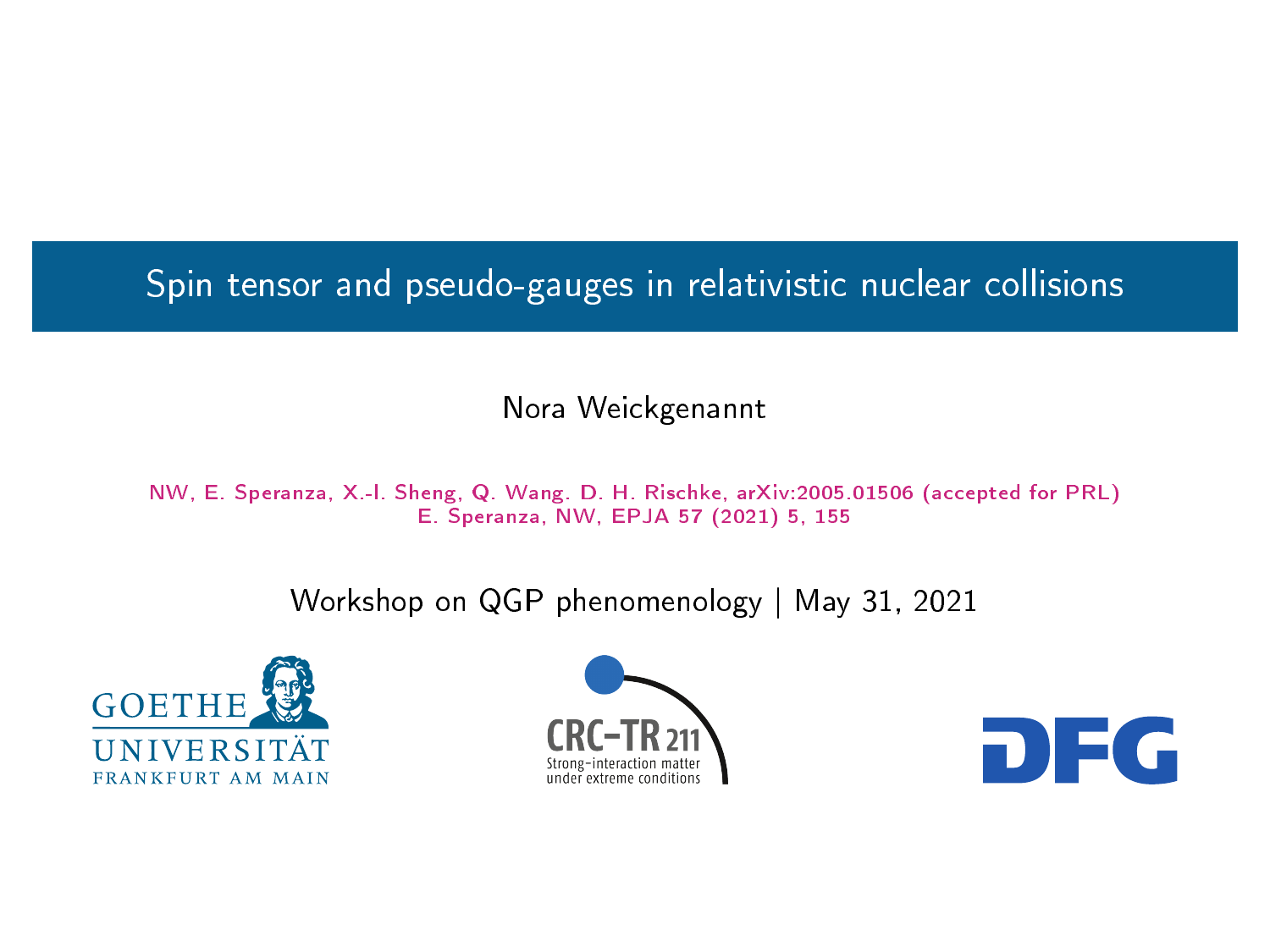# Spin tensor and pseudo-gauges in relativistic nuclear collisions

Nora Weickgenannt

NW, E. Speranza, X.-l. Sheng, Q. Wang. D. H. Rischke, arXiv:2005.01506 (accepted for PRL)
E. Speranza, NW, EPJA 57 (2021) 5, 155

Workshop on QGP phenomenology | May 31, 2021

GOETHE UNIVERSITÄT FRANKFURT AM MAIN

CRC-TR 211 Strong-interaction matter under extreme conditions

DFG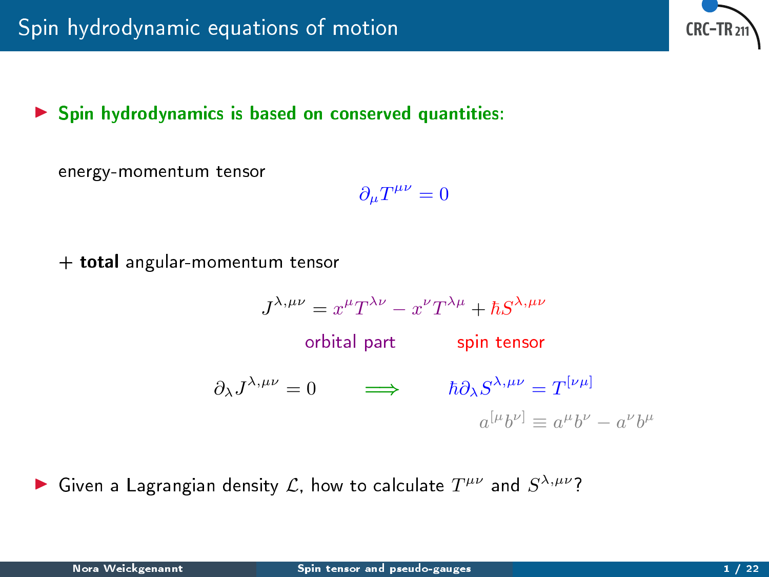# Spin hydrodynamic equations of motion

- **Spin hydrodynamics is based on conserved quantities:**

energy-momentum tensor

$$\partial_\mu T^{\mu\nu} = 0$$

\+ **total** angular-momentum tensor

$$J^{\lambda,\mu\nu} = x^\mu T^{\lambda\nu} - x^\nu T^{\lambda\mu} + \hbar S^{\lambda,\mu\nu}$$

orbital part — spin tensor

$$\partial_\lambda J^{\lambda,\mu\nu} = 0 \qquad \Longrightarrow \qquad \hbar \partial_\lambda S^{\lambda,\mu\nu} = T^{[\nu\mu]}$$

$$a^{[\mu} b^{\nu]} \equiv a^\mu b^\nu - a^\nu b^\mu$$

- Given a Lagrangian density $\mathcal{L}$, how to calculate $T^{\mu\nu}$ and $S^{\lambda,\mu\nu}$?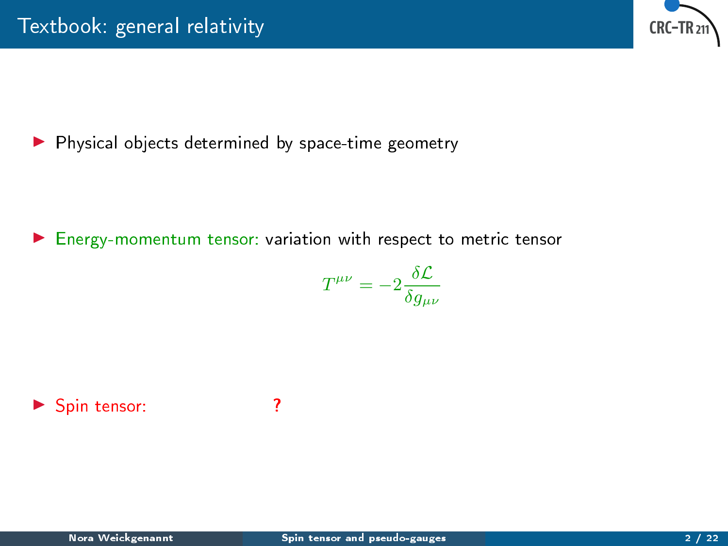# Textbook: general relativity

- Physical objects determined by space-time geometry

- Energy-momentum tensor: variation with respect to metric tensor

$$T^{\mu\nu} = -2\frac{\delta \mathcal{L}}{\delta g_{\mu\nu}}$$

- Spin tensor: ?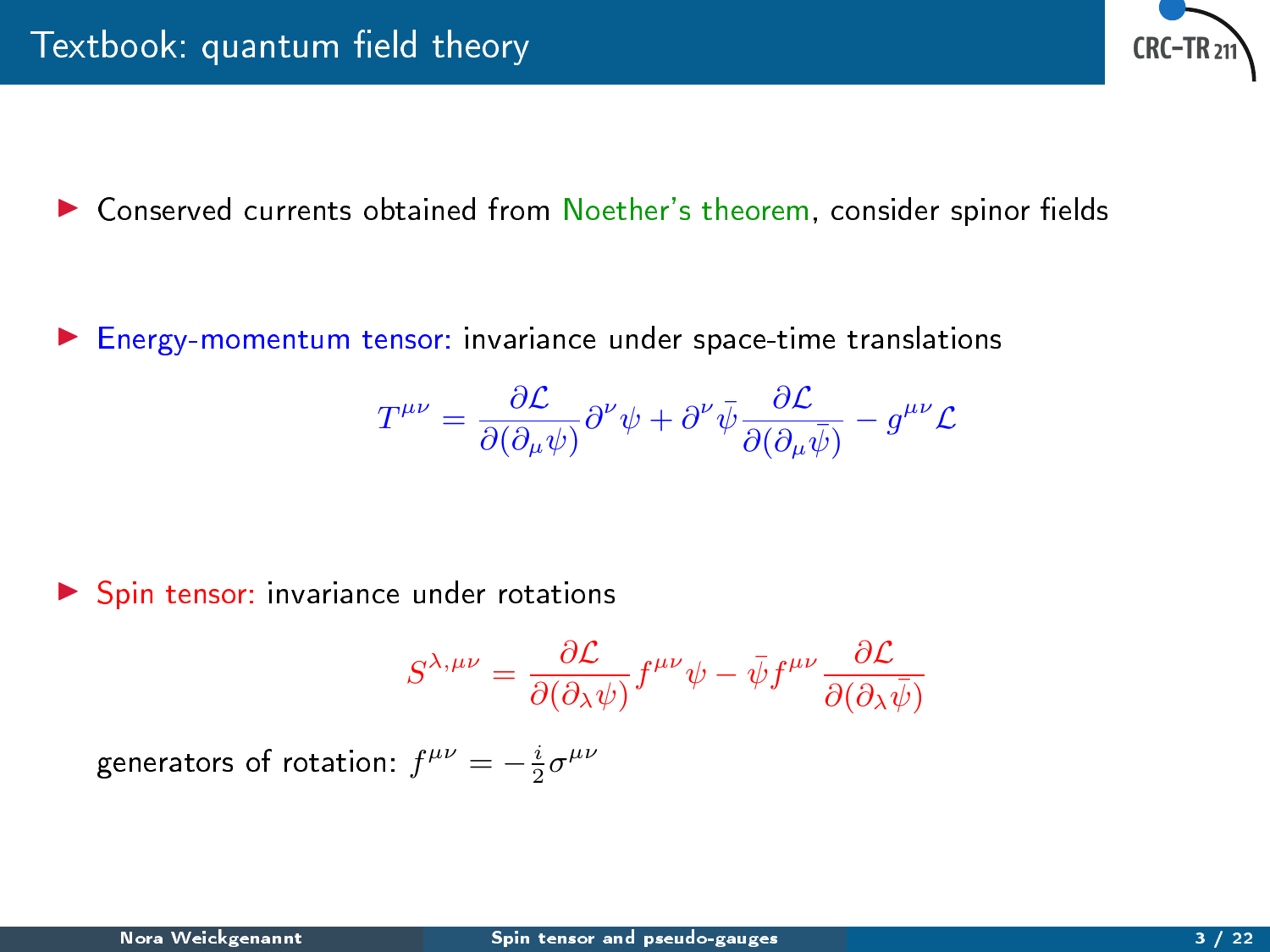# Textbook: quantum field theory

- Conserved currents obtained from Noether's theorem, consider spinor fields

- Energy-momentum tensor: invariance under space-time translations

$$T^{\mu\nu} = \frac{\partial \mathcal{L}}{\partial(\partial_\mu \psi)} \partial^\nu \psi + \partial^\nu \bar{\psi} \frac{\partial \mathcal{L}}{\partial(\partial_\mu \bar{\psi})} - g^{\mu\nu} \mathcal{L}$$

- Spin tensor: invariance under rotations

$$S^{\lambda,\mu\nu} = \frac{\partial \mathcal{L}}{\partial(\partial_\lambda \psi)} f^{\mu\nu} \psi - \bar{\psi} f^{\mu\nu} \frac{\partial \mathcal{L}}{\partial(\partial_\lambda \bar{\psi})}$$

generators of rotation: $f^{\mu\nu} = -\frac{i}{2}\sigma^{\mu\nu}$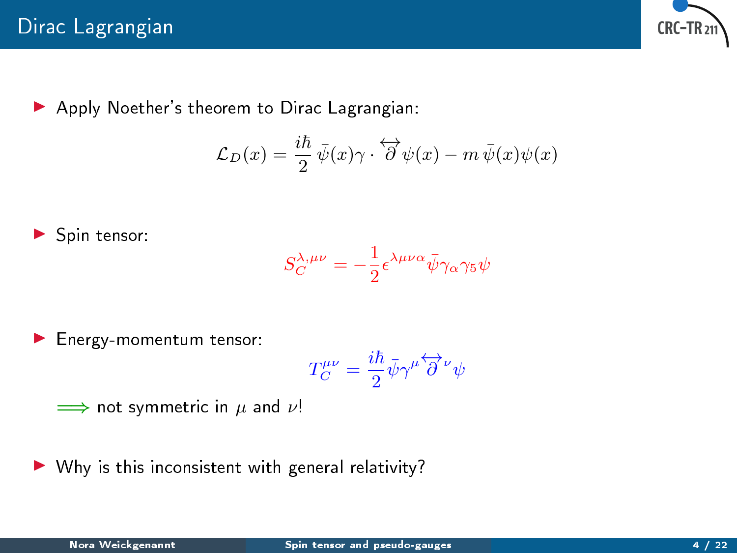# Dirac Lagrangian

- Apply Noether's theorem to Dirac Lagrangian:

$$\mathcal{L}_D(x) = \frac{i\hbar}{2}\,\bar{\psi}(x)\gamma\cdot\overleftrightarrow{\partial}\,\psi(x) - m\,\bar{\psi}(x)\psi(x)$$

- Spin tensor:

$$S_C^{\lambda,\mu\nu} = -\frac{1}{2}\epsilon^{\lambda\mu\nu\alpha}\bar{\psi}\gamma_\alpha\gamma_5\psi$$

- Energy-momentum tensor:

$$T_C^{\mu\nu} = \frac{i\hbar}{2}\bar{\psi}\gamma^\mu\overleftrightarrow{\partial}^\nu\psi$$

$\Longrightarrow$ not symmetric in $\mu$ and $\nu$!

- Why is this inconsistent with general relativity?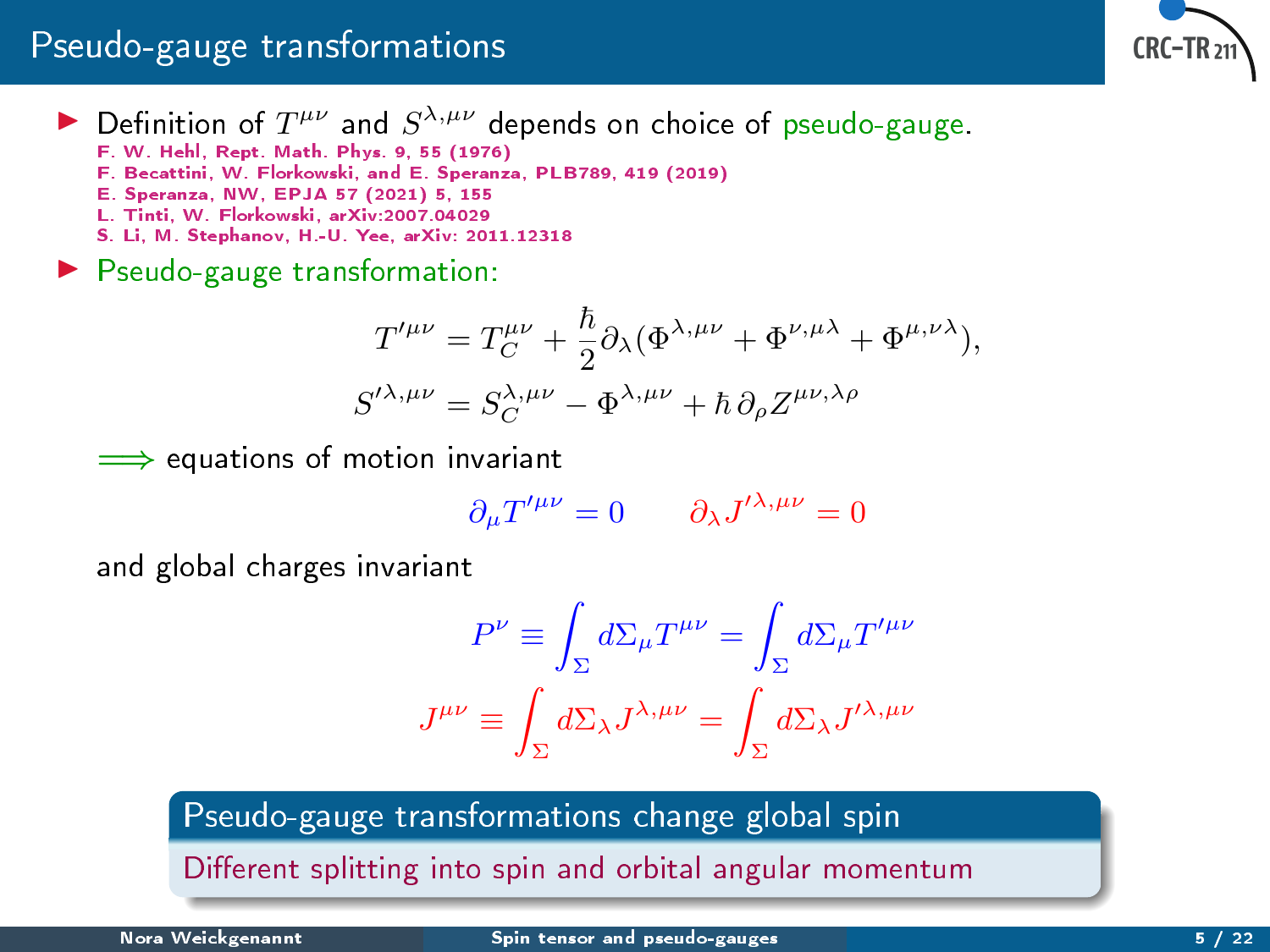# Pseudo-gauge transformations

- Definition of $T^{\mu\nu}$ and $S^{\lambda,\mu\nu}$ depends on choice of pseudo-gauge.
  F. W. Hehl, Rept. Math. Phys. 9, 55 (1976)
  F. Becattini, W. Florkowski, and E. Speranza, PLB789, 419 (2019)
  E. Speranza, NW, EPJA 57 (2021) 5, 155
  L. Tinti, W. Florkowski, arXiv:2007.04029
  S. Li, M. Stephanov, H.-U. Yee, arXiv: 2011.12318

- Pseudo-gauge transformation:

$$T'^{\mu\nu} = T_C^{\mu\nu} + \frac{\hbar}{2}\partial_\lambda(\Phi^{\lambda,\mu\nu} + \Phi^{\nu,\mu\lambda} + \Phi^{\mu,\nu\lambda}),$$
$$S'^{\lambda,\mu\nu} = S_C^{\lambda,\mu\nu} - \Phi^{\lambda,\mu\nu} + \hbar\,\partial_\rho Z^{\mu\nu,\lambda\rho}$$

$\Longrightarrow$ equations of motion invariant

$$\partial_\mu T'^{\mu\nu} = 0 \qquad \partial_\lambda J'^{\lambda,\mu\nu} = 0$$

and global charges invariant

$$P^\nu \equiv \int_\Sigma d\Sigma_\mu T^{\mu\nu} = \int_\Sigma d\Sigma_\mu T'^{\mu\nu}$$
$$J^{\mu\nu} \equiv \int_\Sigma d\Sigma_\lambda J^{\lambda,\mu\nu} = \int_\Sigma d\Sigma_\lambda J'^{\lambda,\mu\nu}$$

**Pseudo-gauge transformations change global spin**

Different splitting into spin and orbital angular momentum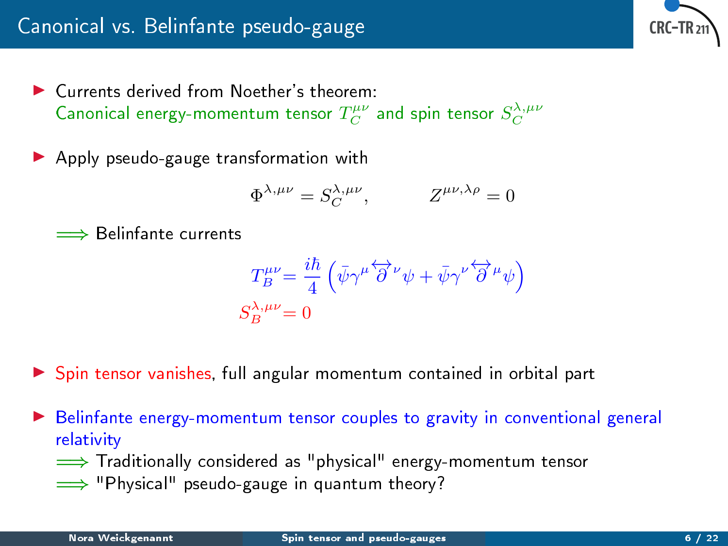# Canonical vs. Belinfante pseudo-gauge

- Currents derived from Noether's theorem:
  Canonical energy-momentum tensor $T_C^{\mu\nu}$ and spin tensor $S_C^{\lambda,\mu\nu}$

- Apply pseudo-gauge transformation with

$$\Phi^{\lambda,\mu\nu} = S_C^{\lambda,\mu\nu}, \qquad Z^{\mu\nu,\lambda\rho} = 0$$

$\Longrightarrow$ Belinfante currents

$$T_B^{\mu\nu} = \frac{i\hbar}{4}\left(\bar{\psi}\gamma^\mu \overleftrightarrow{\partial}^\nu \psi + \bar{\psi}\gamma^\nu \overleftrightarrow{\partial}^\mu \psi\right)$$

$$S_B^{\lambda,\mu\nu} = 0$$

- Spin tensor vanishes, full angular momentum contained in orbital part

- Belinfante energy-momentum tensor couples to gravity in conventional general relativity
  $\Longrightarrow$ Traditionally considered as "physical" energy-momentum tensor
  $\Longrightarrow$ "Physical" pseudo-gauge in quantum theory?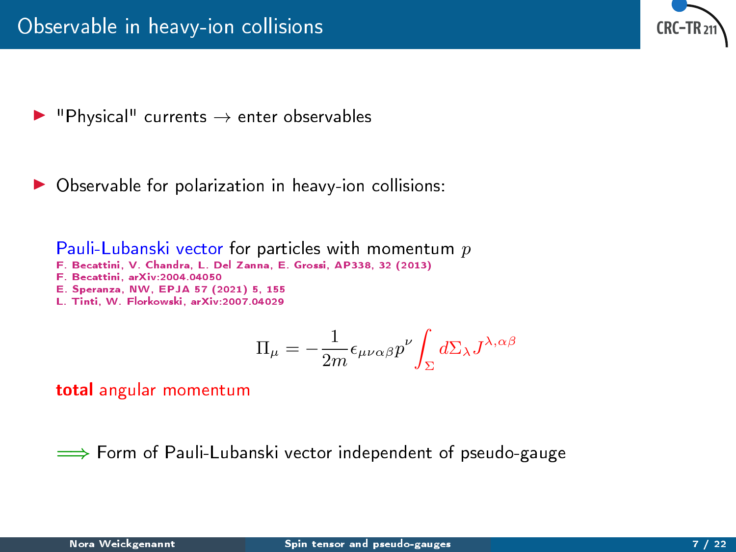# Observable in heavy-ion collisions

- "Physical" currents → enter observables

- Observable for polarization in heavy-ion collisions:

Pauli-Lubanski vector for particles with momentum $p$

F. Becattini, V. Chandra, L. Del Zanna, E. Grossi, AP338, 32 (2013)
F. Becattini, arXiv:2004.04050
E. Speranza, NW, EPJA 57 (2021) 5, 155
L. Tinti, W. Florkowski, arXiv:2007.04029

$$\Pi_\mu = -\frac{1}{2m}\epsilon_{\mu\nu\alpha\beta}p^\nu \int_\Sigma d\Sigma_\lambda J^{\lambda,\alpha\beta}$$

**total** angular momentum

$\Longrightarrow$ Form of Pauli-Lubanski vector independent of pseudo-gauge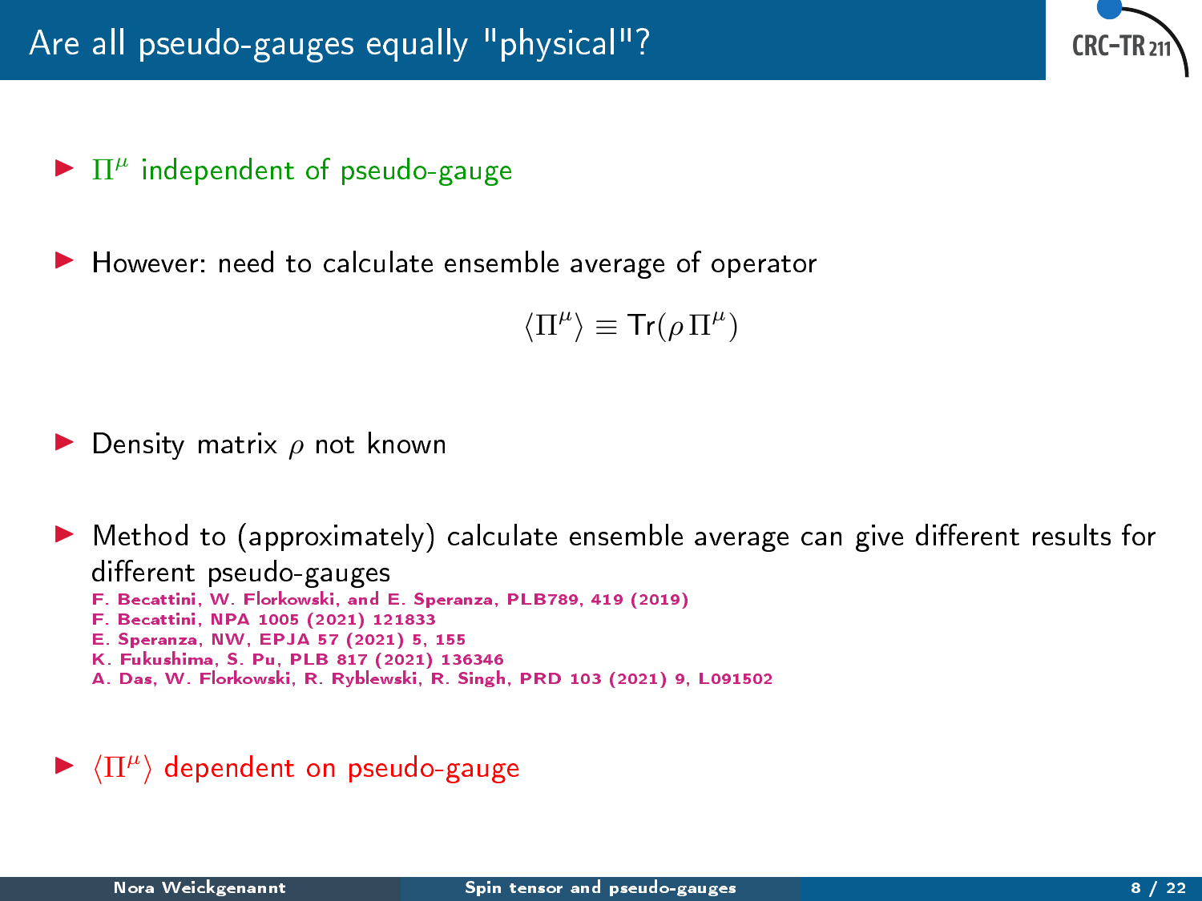# Are all pseudo-gauges equally "physical"?

- $\Pi^\mu$ independent of pseudo-gauge

- However: need to calculate ensemble average of operator

$$\langle \Pi^\mu \rangle \equiv \mathrm{Tr}(\rho\, \Pi^\mu)$$

- Density matrix $\rho$ not known

- Method to (approximately) calculate ensemble average can give different results for different pseudo-gauges
  F. Becattini, W. Florkowski, and E. Speranza, PLB789, 419 (2019)
  F. Becattini, NPA 1005 (2021) 121833
  E. Speranza, NW, EPJA 57 (2021) 5, 155
  K. Fukushima, S. Pu, PLB 817 (2021) 136346
  A. Das, W. Florkowski, R. Ryblewski, R. Singh, PRD 103 (2021) 9, L091502

- $\langle \Pi^\mu \rangle$ dependent on pseudo-gauge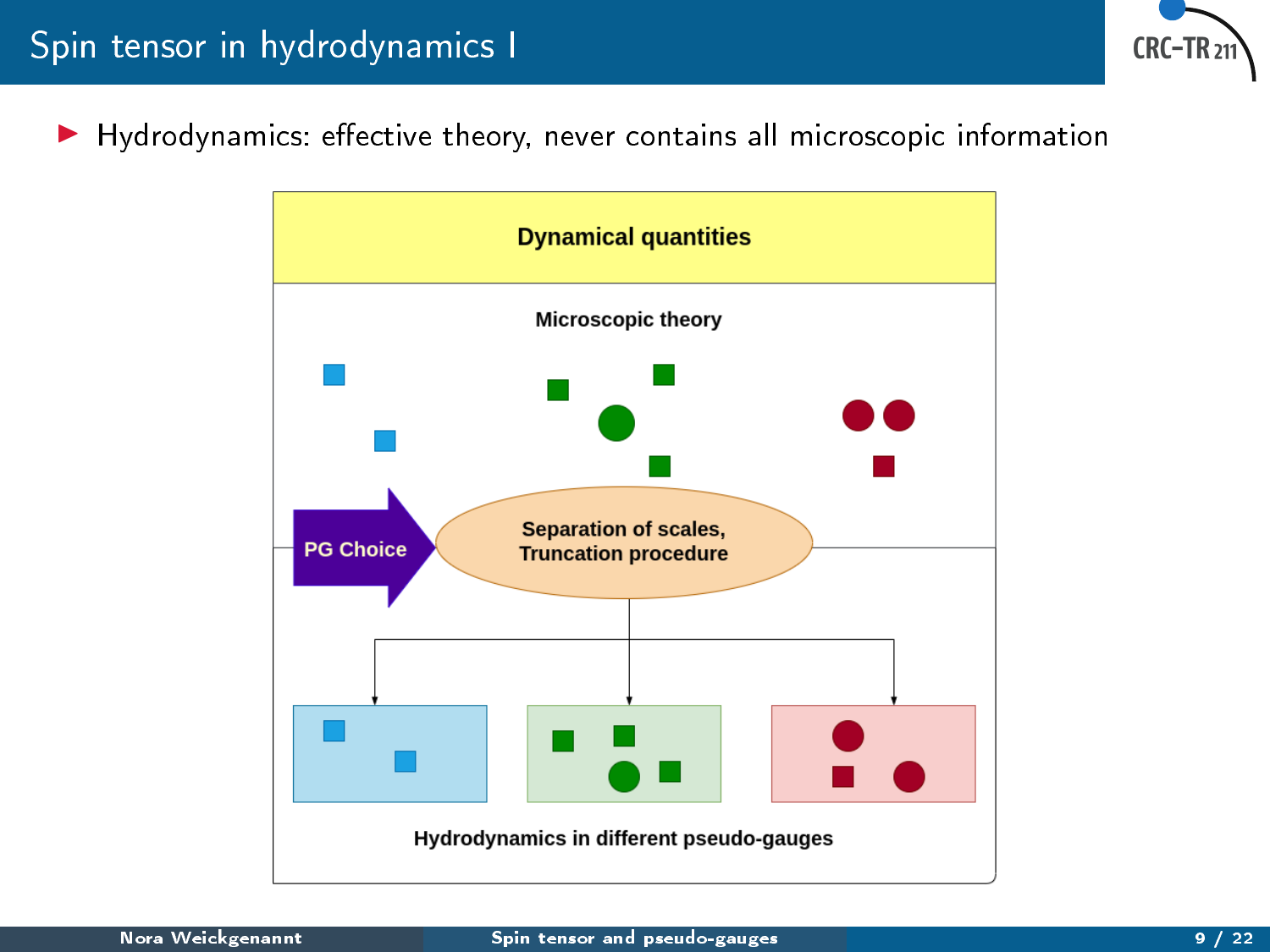# Spin tensor in hydrodynamics I

- Hydrodynamics: effective theory, never contains all microscopic information

**Dynamical quantities**

**Microscopic theory**

**PG Choice**

**Separation of scales, Truncation procedure**

**Hydrodynamics in different pseudo-gauges**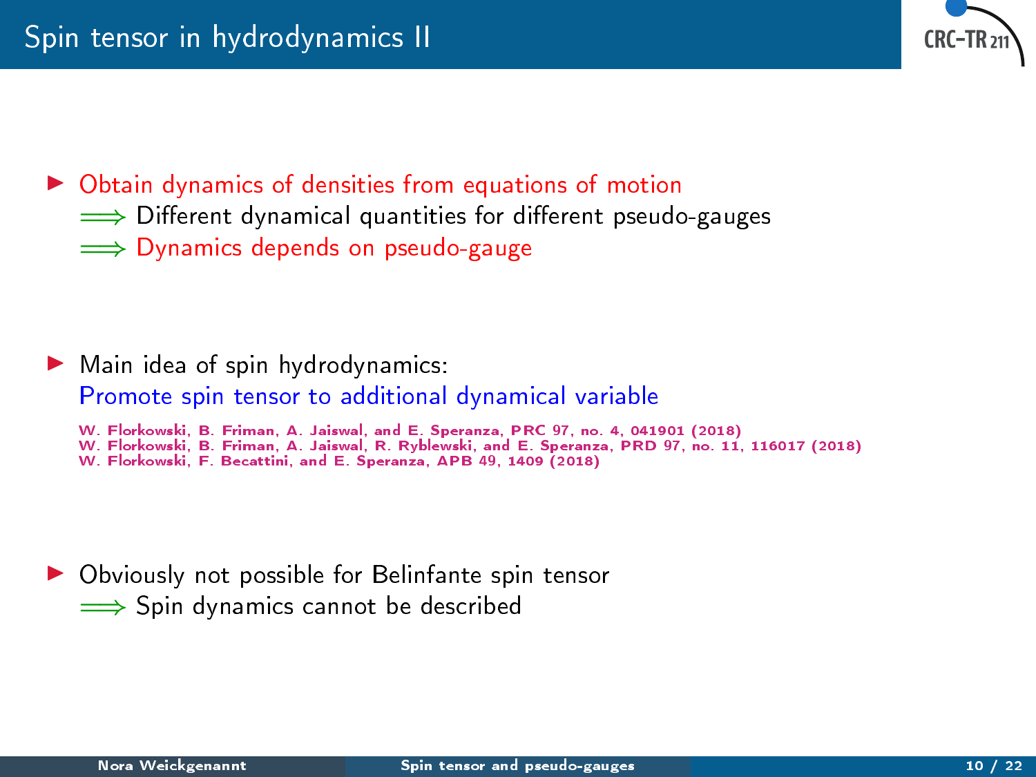# Spin tensor in hydrodynamics II

- Obtain dynamics of densities from equations of motion
  $\Longrightarrow$ Different dynamical quantities for different pseudo-gauges
  $\Longrightarrow$ Dynamics depends on pseudo-gauge

- Main idea of spin hydrodynamics:
  Promote spin tensor to additional dynamical variable

  W. Florkowski, B. Friman, A. Jaiswal, and E. Speranza, PRC 97, no. 4, 041901 (2018)
  W. Florkowski, B. Friman, A. Jaiswal, R. Ryblewski, and E. Speranza, PRD 97, no. 11, 116017 (2018)
  W. Florkowski, F. Becattini, and E. Speranza, APB 49, 1409 (2018)

- Obviously not possible for Belinfante spin tensor
  $\Longrightarrow$ Spin dynamics cannot be described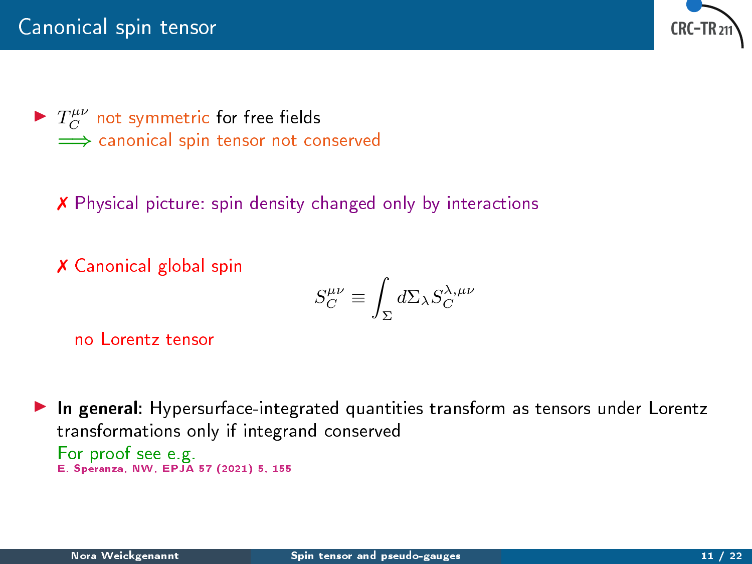# Canonical spin tensor

- $T_C^{\mu\nu}$ not symmetric for free fields
  $\Longrightarrow$ canonical spin tensor not conserved

  ✗ Physical picture: spin density changed only by interactions

  ✗ Canonical global spin

$$S_C^{\mu\nu} \equiv \int_\Sigma d\Sigma_\lambda S_C^{\lambda,\mu\nu}$$

  no Lorentz tensor

- **In general:** Hypersurface-integrated quantities transform as tensors under Lorentz transformations only if integrand conserved
  For proof see e.g.
  E. Speranza, NW, EPJA 57 (2021) 5, 155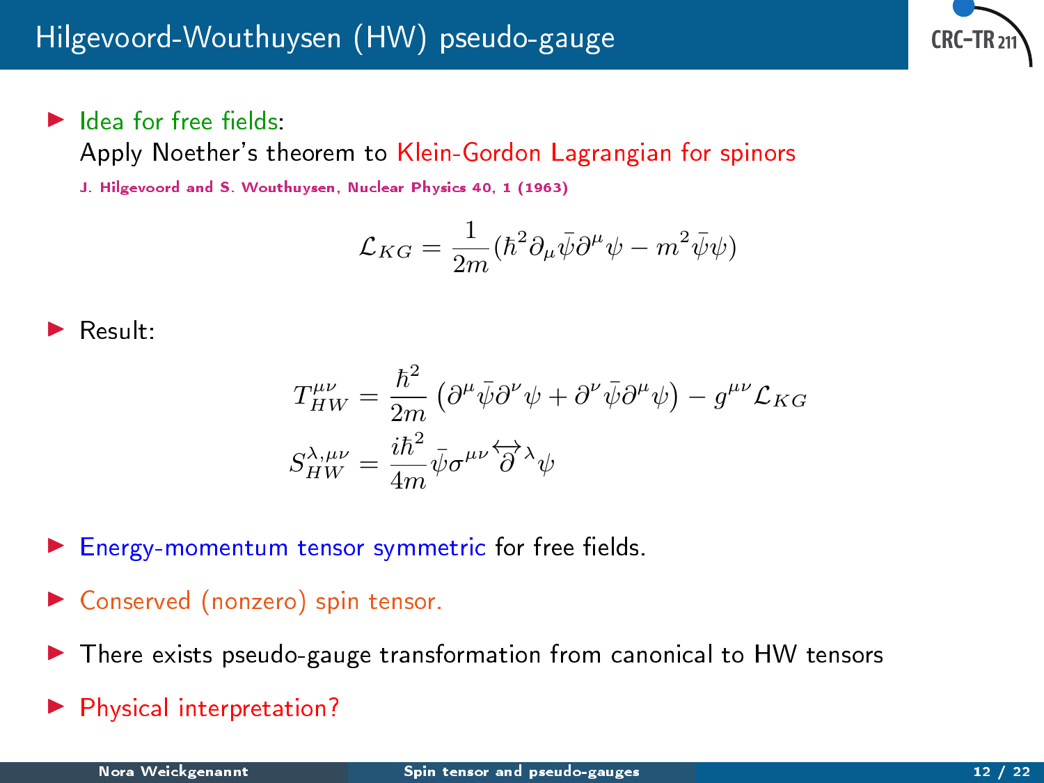# Hilgevoord-Wouthuysen (HW) pseudo-gauge

- Idea for free fields:
  Apply Noether's theorem to Klein-Gordon Lagrangian for spinors

  J. Hilgevoord and S. Wouthuysen, Nuclear Physics 40, 1 (1963)

$$\mathcal{L}_{KG} = \frac{1}{2m}(\hbar^2 \partial_\mu \bar{\psi} \partial^\mu \psi - m^2 \bar{\psi}\psi)$$

- Result:

$$T^{\mu\nu}_{HW} = \frac{\hbar^2}{2m}\left(\partial^\mu \bar{\psi}\partial^\nu \psi + \partial^\nu \bar{\psi}\partial^\mu \psi\right) - g^{\mu\nu}\mathcal{L}_{KG}$$

$$S^{\lambda,\mu\nu}_{HW} = \frac{i\hbar^2}{4m}\bar{\psi}\sigma^{\mu\nu}\overleftrightarrow{\partial}^\lambda \psi$$

- Energy-momentum tensor symmetric for free fields.
- Conserved (nonzero) spin tensor.
- There exists pseudo-gauge transformation from canonical to HW tensors
- Physical interpretation?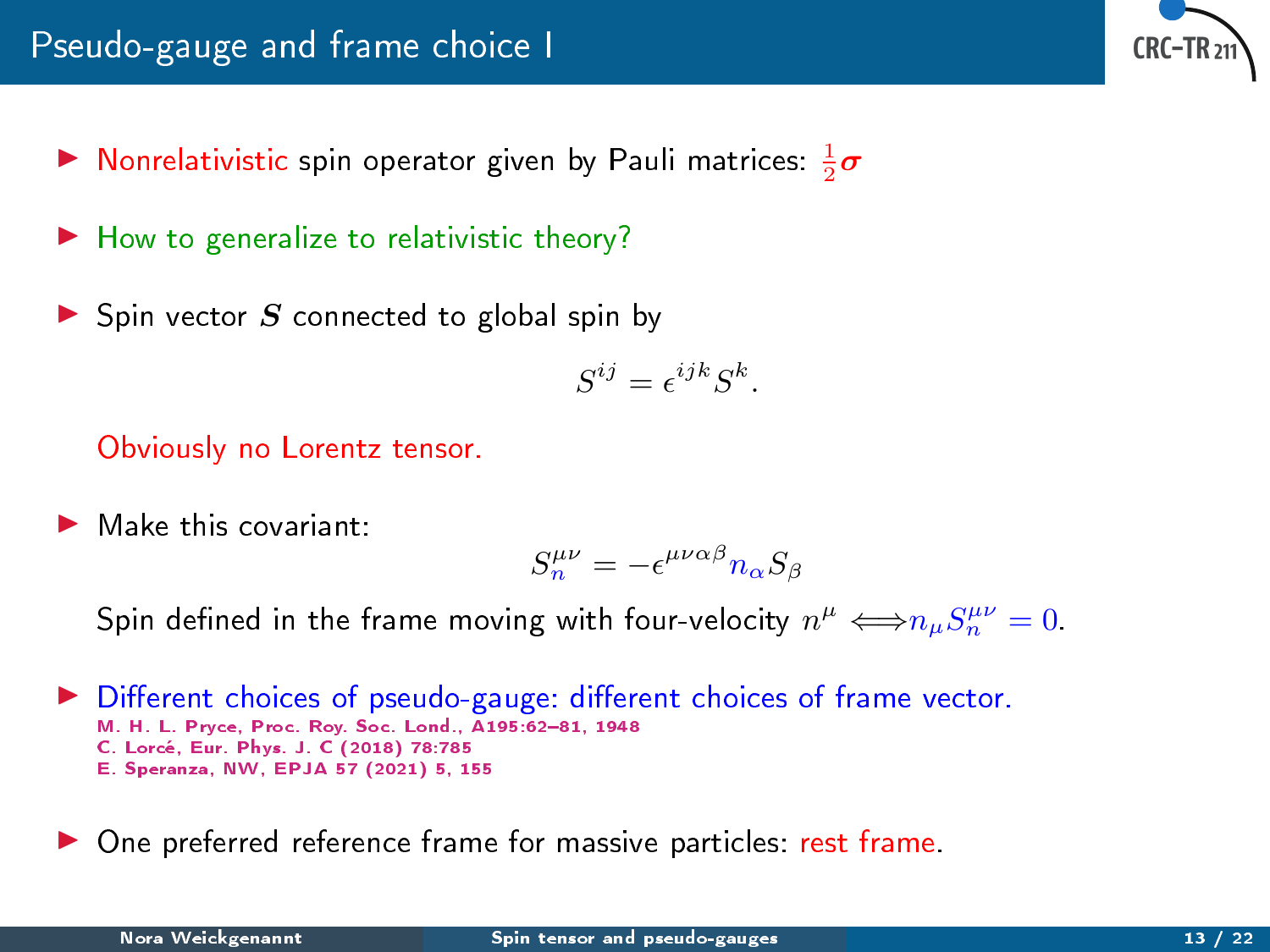# Pseudo-gauge and frame choice I

- Nonrelativistic spin operator given by Pauli matrices: $\frac{1}{2}\boldsymbol{\sigma}$
- How to generalize to relativistic theory?
- Spin vector $\boldsymbol{S}$ connected to global spin by

$$S^{ij} = \epsilon^{ijk} S^k.$$

  Obviously no Lorentz tensor.

- Make this covariant:

$$S_n^{\mu\nu} = -\epsilon^{\mu\nu\alpha\beta} n_\alpha S_\beta$$

  Spin defined in the frame moving with four-velocity $n^\mu \Longleftrightarrow n_\mu S_n^{\mu\nu} = 0$.

- Different choices of pseudo-gauge: different choices of frame vector.
  M. H. L. Pryce, Proc. Roy. Soc. Lond., A195:62–81, 1948
  C. Lorcé, Eur. Phys. J. C (2018) 78:785
  E. Speranza, NW, EPJA 57 (2021) 5, 155

- One preferred reference frame for massive particles: rest frame.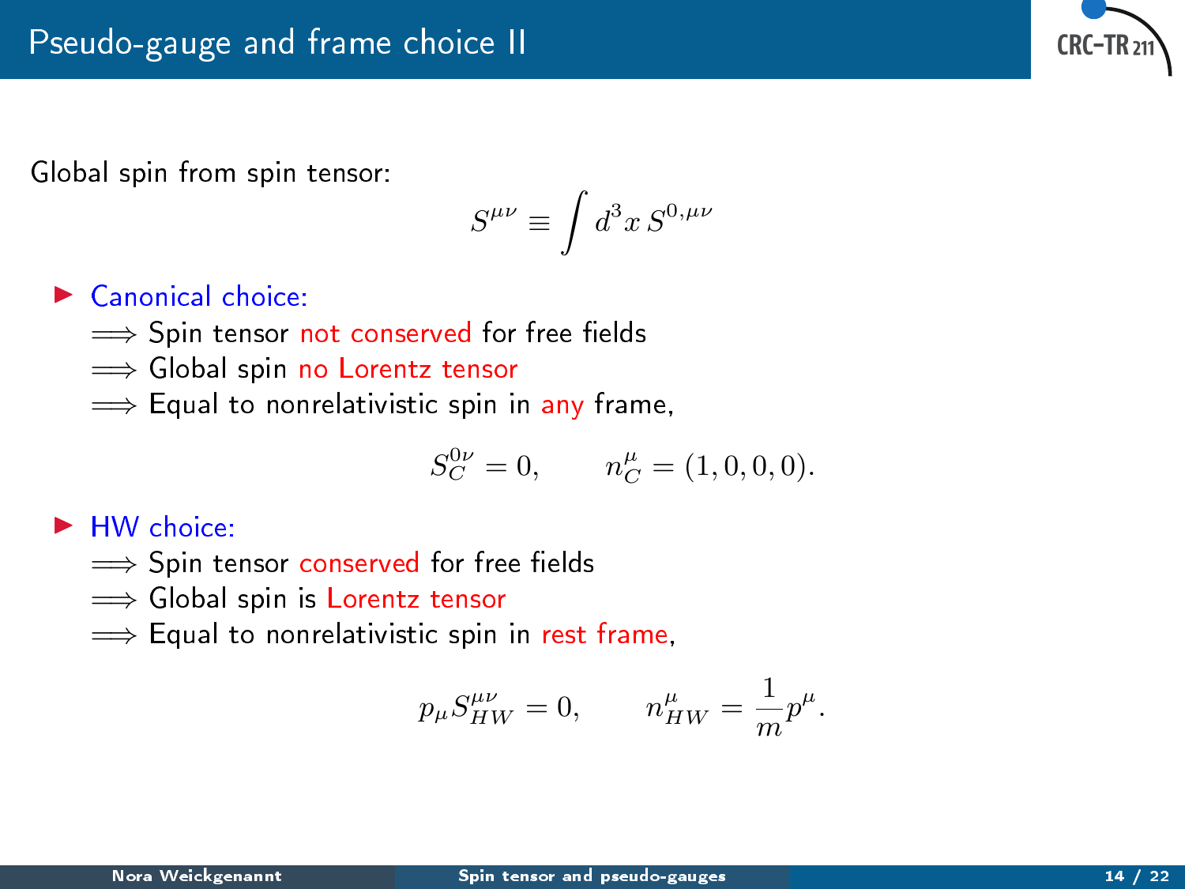# Pseudo-gauge and frame choice II

Global spin from spin tensor:

$$S^{\mu\nu} \equiv \int d^3x \, S^{0,\mu\nu}$$

- Canonical choice:
  - $\Longrightarrow$ Spin tensor not conserved for free fields
  - $\Longrightarrow$ Global spin no Lorentz tensor
  - $\Longrightarrow$ Equal to nonrelativistic spin in any frame,

$$S_C^{0\nu} = 0, \qquad n_C^\mu = (1, 0, 0, 0).$$

- HW choice:
  - $\Longrightarrow$ Spin tensor conserved for free fields
  - $\Longrightarrow$ Global spin is Lorentz tensor
  - $\Longrightarrow$ Equal to nonrelativistic spin in rest frame,

$$p_\mu S_{HW}^{\mu\nu} = 0, \qquad n_{HW}^\mu = \frac{1}{m} p^\mu.$$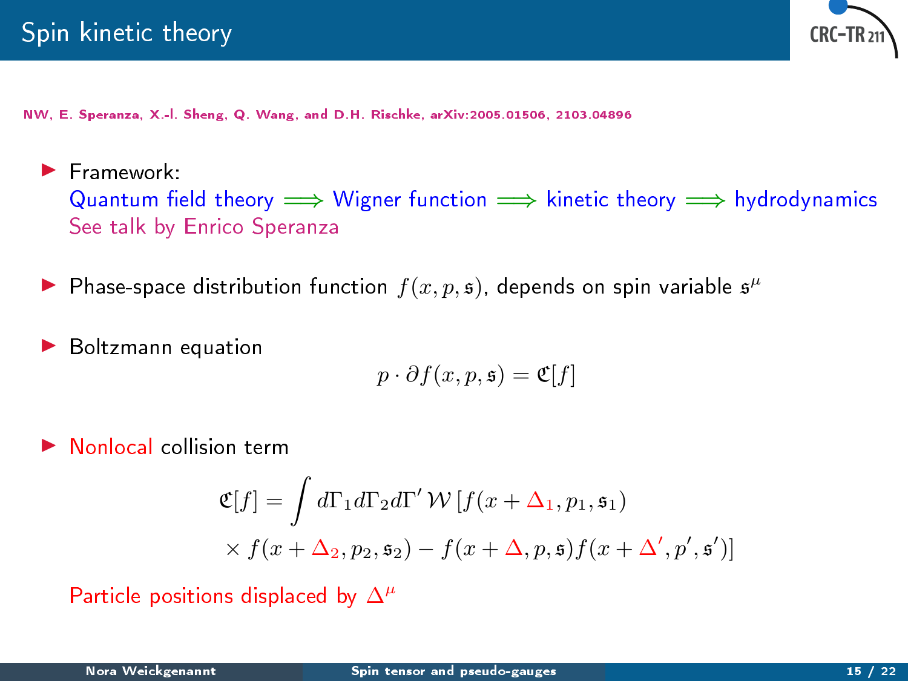# Spin kinetic theory

NW, E. Speranza, X.-l. Sheng, Q. Wang, and D.H. Rischke, arXiv:2005.01506, 2103.04896

- Framework:
  Quantum field theory $\Longrightarrow$ Wigner function $\Longrightarrow$ kinetic theory $\Longrightarrow$ hydrodynamics
  See talk by Enrico Speranza

- Phase-space distribution function $f(x, p, \mathfrak{s})$, depends on spin variable $\mathfrak{s}^\mu$

- Boltzmann equation

$$p \cdot \partial f(x, p, \mathfrak{s}) = \mathfrak{C}[f]$$

- Nonlocal collision term

$$\mathfrak{C}[f] = \int d\Gamma_1 d\Gamma_2 d\Gamma' \, \mathcal{W} \left[ f(x + \Delta_1, p_1, \mathfrak{s}_1) \right. \\ \left. \times f(x + \Delta_2, p_2, \mathfrak{s}_2) - f(x + \Delta, p, \mathfrak{s}) f(x + \Delta', p', \mathfrak{s}') \right]$$

  Particle positions displaced by $\Delta^\mu$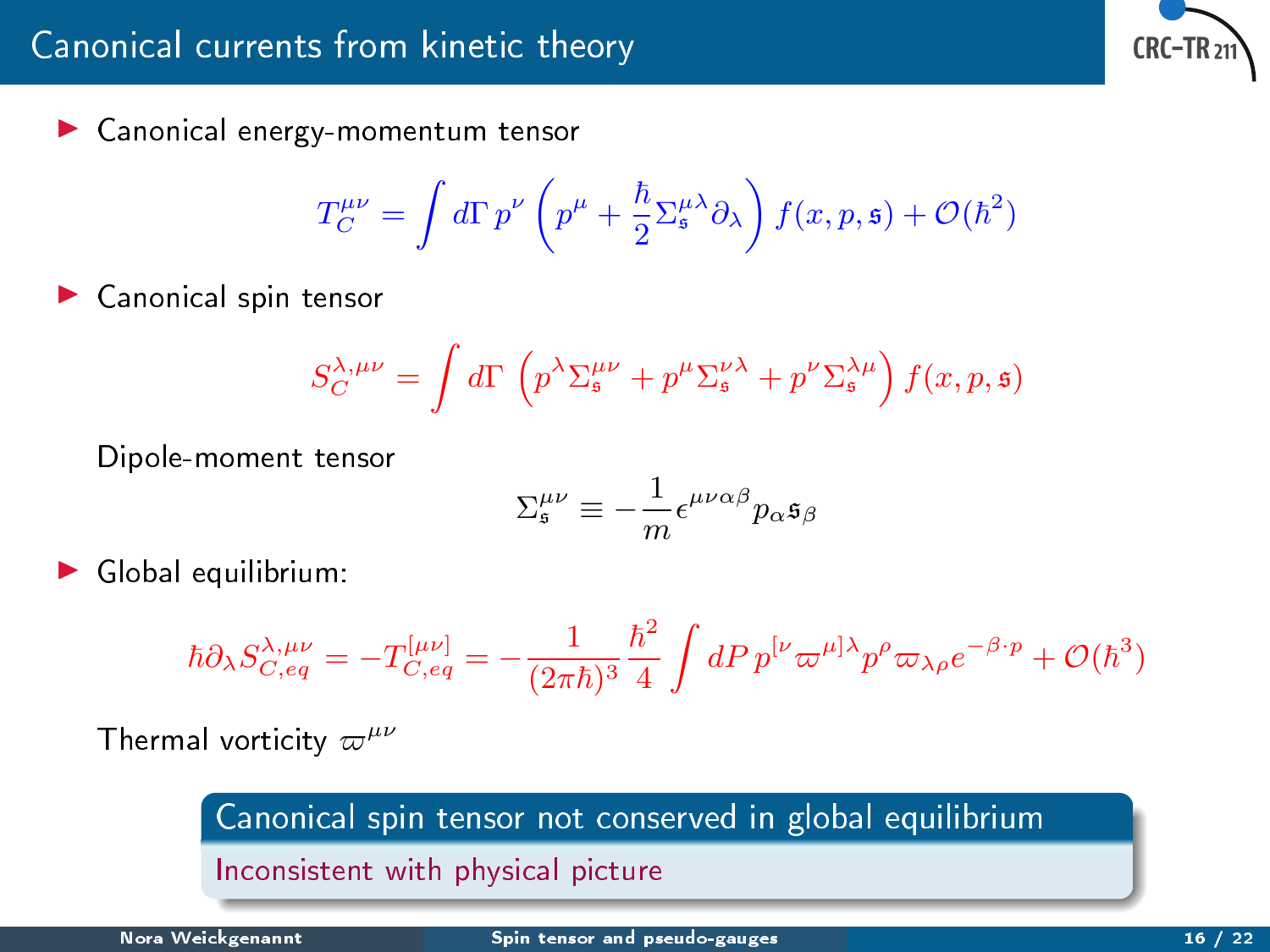# Canonical currents from kinetic theory

- Canonical energy-momentum tensor

$$T_C^{\mu\nu} = \int d\Gamma \, p^\nu \left( p^\mu + \frac{\hbar}{2} \Sigma_{\mathfrak{s}}^{\mu\lambda} \partial_\lambda \right) f(x, p, \mathfrak{s}) + \mathcal{O}(\hbar^2)$$

- Canonical spin tensor

$$S_C^{\lambda,\mu\nu} = \int d\Gamma \, \left( p^\lambda \Sigma_{\mathfrak{s}}^{\mu\nu} + p^\mu \Sigma_{\mathfrak{s}}^{\nu\lambda} + p^\nu \Sigma_{\mathfrak{s}}^{\lambda\mu} \right) f(x, p, \mathfrak{s})$$

Dipole-moment tensor

$$\Sigma_{\mathfrak{s}}^{\mu\nu} \equiv -\frac{1}{m} \epsilon^{\mu\nu\alpha\beta} p_\alpha \mathfrak{s}_\beta$$

- Global equilibrium:

$$\hbar \partial_\lambda S_{C,eq}^{\lambda,\mu\nu} = -T_{C,eq}^{[\mu\nu]} = -\frac{1}{(2\pi\hbar)^3} \frac{\hbar^2}{4} \int dP \, p^{[\nu} \varpi^{\mu]\lambda} p^\rho \varpi_{\lambda\rho} e^{-\beta \cdot p} + \mathcal{O}(\hbar^3)$$

Thermal vorticity $\varpi^{\mu\nu}$

**Canonical spin tensor not conserved in global equilibrium**

Inconsistent with physical picture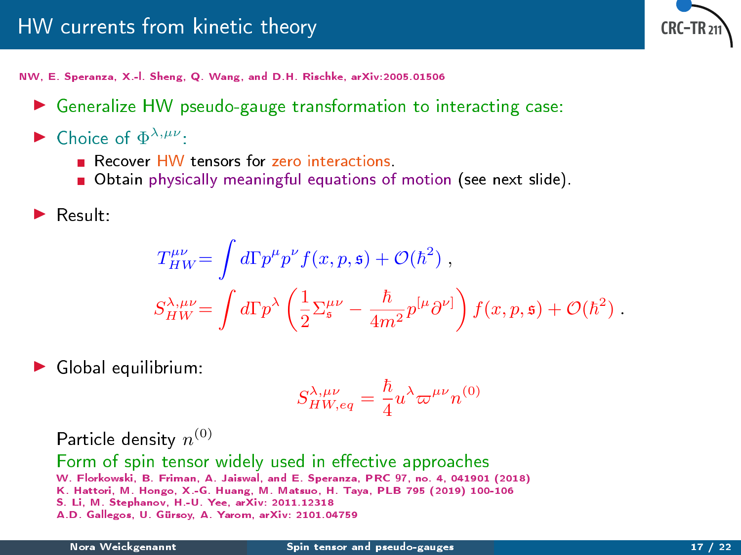# HW currents from kinetic theory

NW, E. Speranza, X.-l. Sheng, Q. Wang, and D.H. Rischke, arXiv:2005.01506

- Generalize HW pseudo-gauge transformation to interacting case:
- Choice of $\Phi^{\lambda,\mu\nu}$:
  - Recover HW tensors for zero interactions.
  - Obtain physically meaningful equations of motion (see next slide).
- Result:

$$T^{\mu\nu}_{HW} = \int d\Gamma p^\mu p^\nu f(x,p,\mathfrak{s}) + \mathcal{O}(\hbar^2) \,,$$

$$S^{\lambda,\mu\nu}_{HW} = \int d\Gamma p^\lambda \left( \frac{1}{2}\Sigma^{\mu\nu}_{\mathfrak{s}} - \frac{\hbar}{4m^2} p^{[\mu}\partial^{\nu]} \right) f(x,p,\mathfrak{s}) + \mathcal{O}(\hbar^2) \,.$$

- Global equilibrium:

$$S^{\lambda,\mu\nu}_{HW,eq} = \frac{\hbar}{4} u^\lambda \varpi^{\mu\nu} n^{(0)}$$

Particle density $n^{(0)}$

Form of spin tensor widely used in effective approaches

W. Florkowski, B. Friman, A. Jaiswal, and E. Speranza, PRC 97, no. 4, 041901 (2018)
K. Hattori, M. Hongo, X.-G. Huang, M. Matsuo, H. Taya, PLB 795 (2019) 100-106
S. Li, M. Stephanov, H.-U. Yee, arXiv: 2011.12318
A.D. Gallegos, U. Gürsoy, A. Yarom, arXiv: 2101.04759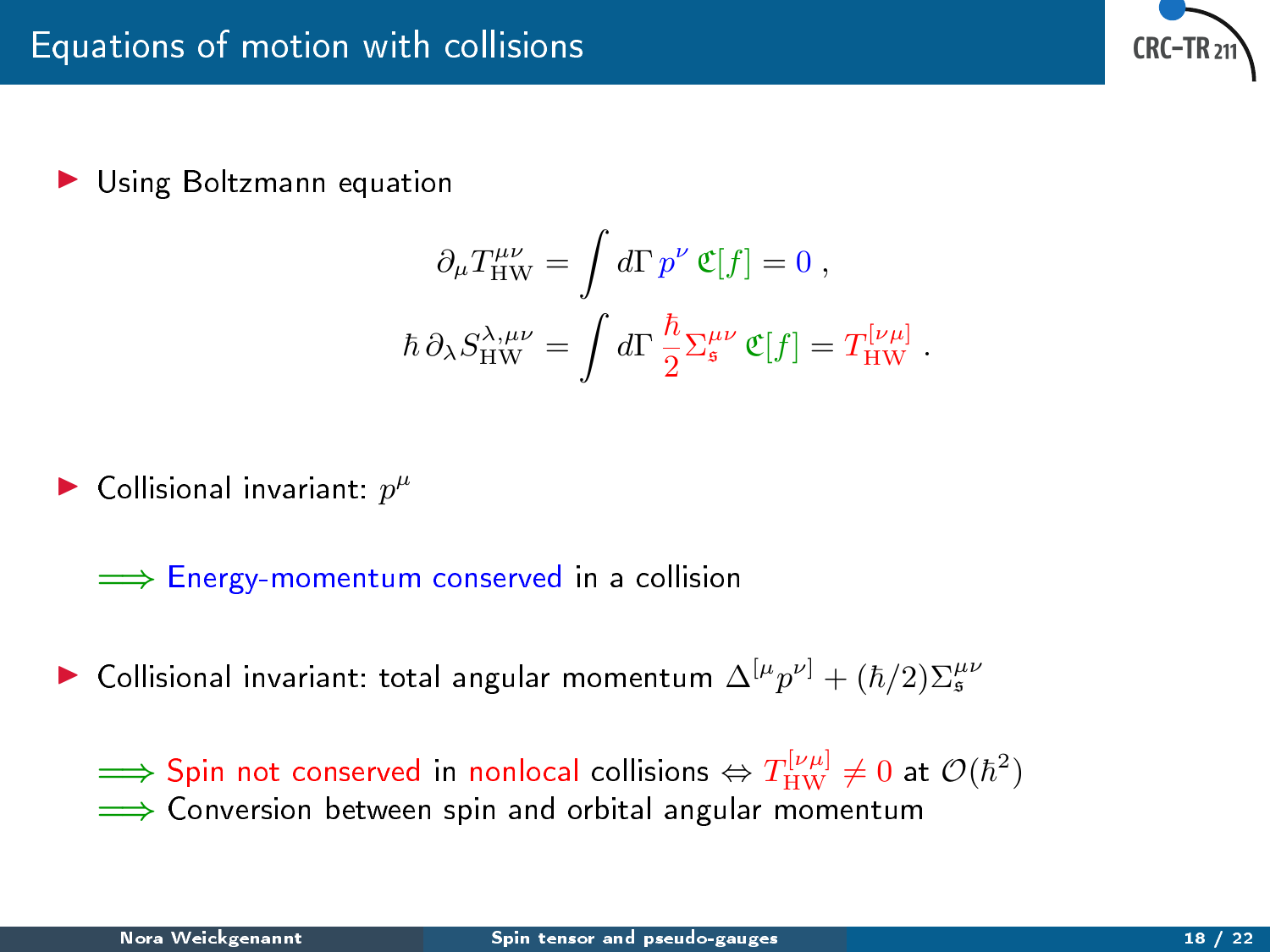# Equations of motion with collisions

- Using Boltzmann equation

$$\partial_\mu T^{\mu\nu}_{\mathrm{HW}} = \int d\Gamma \, p^\nu \, \mathfrak{C}[f] = 0 \, ,$$

$$\hbar \, \partial_\lambda S^{\lambda,\mu\nu}_{\mathrm{HW}} = \int d\Gamma \, \frac{\hbar}{2} \Sigma^{\mu\nu}_{\mathfrak{s}} \, \mathfrak{C}[f] = T^{[\nu\mu]}_{\mathrm{HW}} \, .$$

- Collisional invariant: $p^\mu$

  $\Longrightarrow$ Energy-momentum conserved in a collision

- Collisional invariant: total angular momentum $\Delta^{[\mu} p^{\nu]} + (\hbar/2)\Sigma^{\mu\nu}_{\mathfrak{s}}$

  $\Longrightarrow$ Spin not conserved in nonlocal collisions $\Leftrightarrow$ $T^{[\nu\mu]}_{\mathrm{HW}} \neq 0$ at $\mathcal{O}(\hbar^2)$
  $\Longrightarrow$ Conversion between spin and orbital angular momentum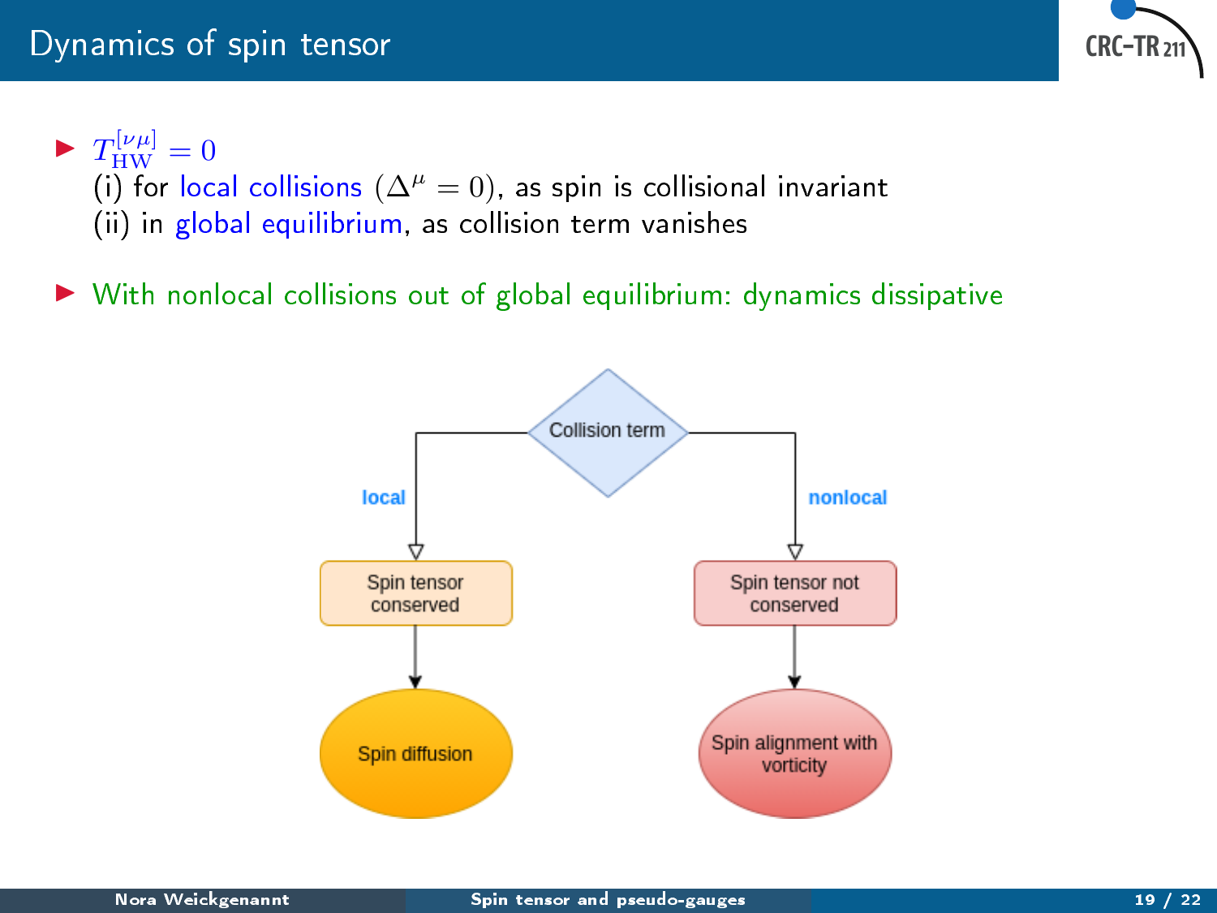# Dynamics of spin tensor

- $T_{\text{HW}}^{[\nu\mu]} = 0$
  (i) for local collisions $(\Delta^\mu = 0)$, as spin is collisional invariant
  (ii) in global equilibrium, as collision term vanishes

- With nonlocal collisions out of global equilibrium: dynamics dissipative

Collision term

local → Spin tensor conserved → Spin diffusion

nonlocal → Spin tensor not conserved → Spin alignment with vorticity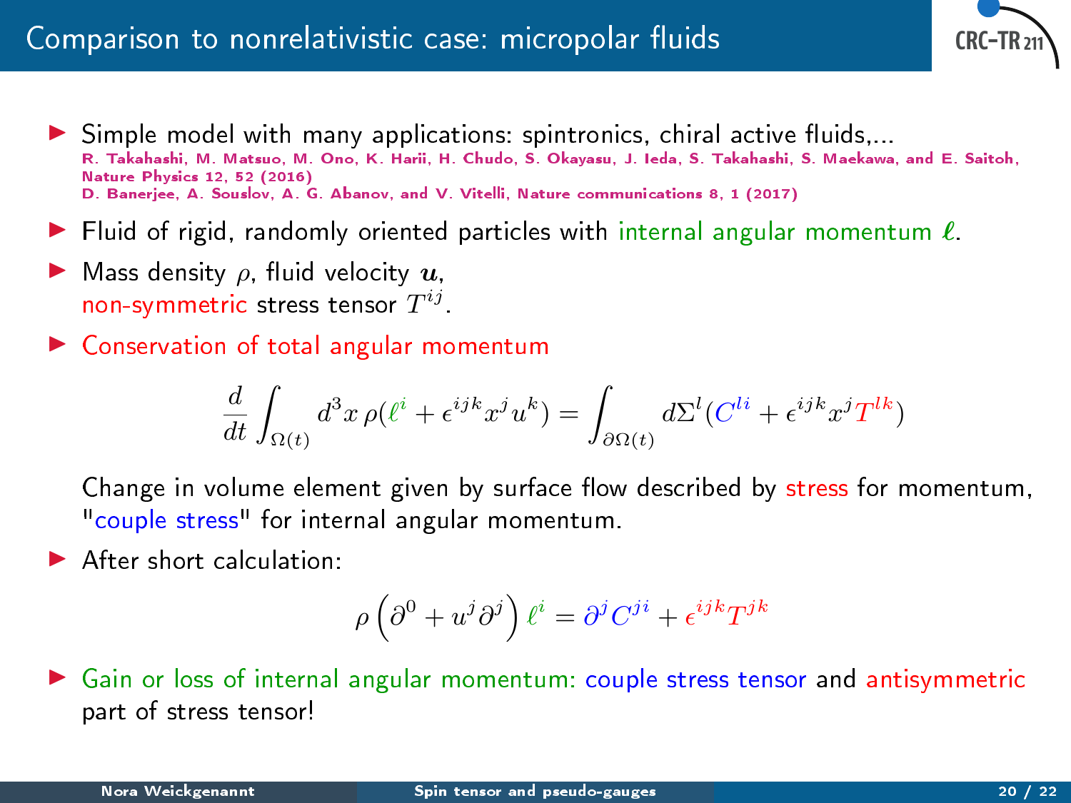# Comparison to nonrelativistic case: micropolar fluids

- Simple model with many applications: spintronics, chiral active fluids,...
  R. Takahashi, M. Matsuo, M. Ono, K. Harii, H. Chudo, S. Okayasu, J. Ieda, S. Takahashi, S. Maekawa, and E. Saitoh, Nature Physics 12, 52 (2016)
  D. Banerjee, A. Souslov, A. G. Abanov, and V. Vitelli, Nature communications 8, 1 (2017)
- Fluid of rigid, randomly oriented particles with internal angular momentum $\boldsymbol{\ell}$.
- Mass density $\rho$, fluid velocity $\boldsymbol{u}$,
  non-symmetric stress tensor $T^{ij}$.
- Conservation of total angular momentum

$$\frac{d}{dt}\int_{\Omega(t)} d^3x\, \rho(\ell^i + \epsilon^{ijk}x^j u^k) = \int_{\partial\Omega(t)} d\Sigma^l (C^{li} + \epsilon^{ijk}x^j T^{lk})$$

  Change in volume element given by surface flow described by stress for momentum, "couple stress" for internal angular momentum.
- After short calculation:

$$\rho\left(\partial^0 + u^j\partial^j\right)\ell^i = \partial^j C^{ji} + \epsilon^{ijk}T^{jk}$$

- Gain or loss of internal angular momentum: couple stress tensor and antisymmetric part of stress tensor!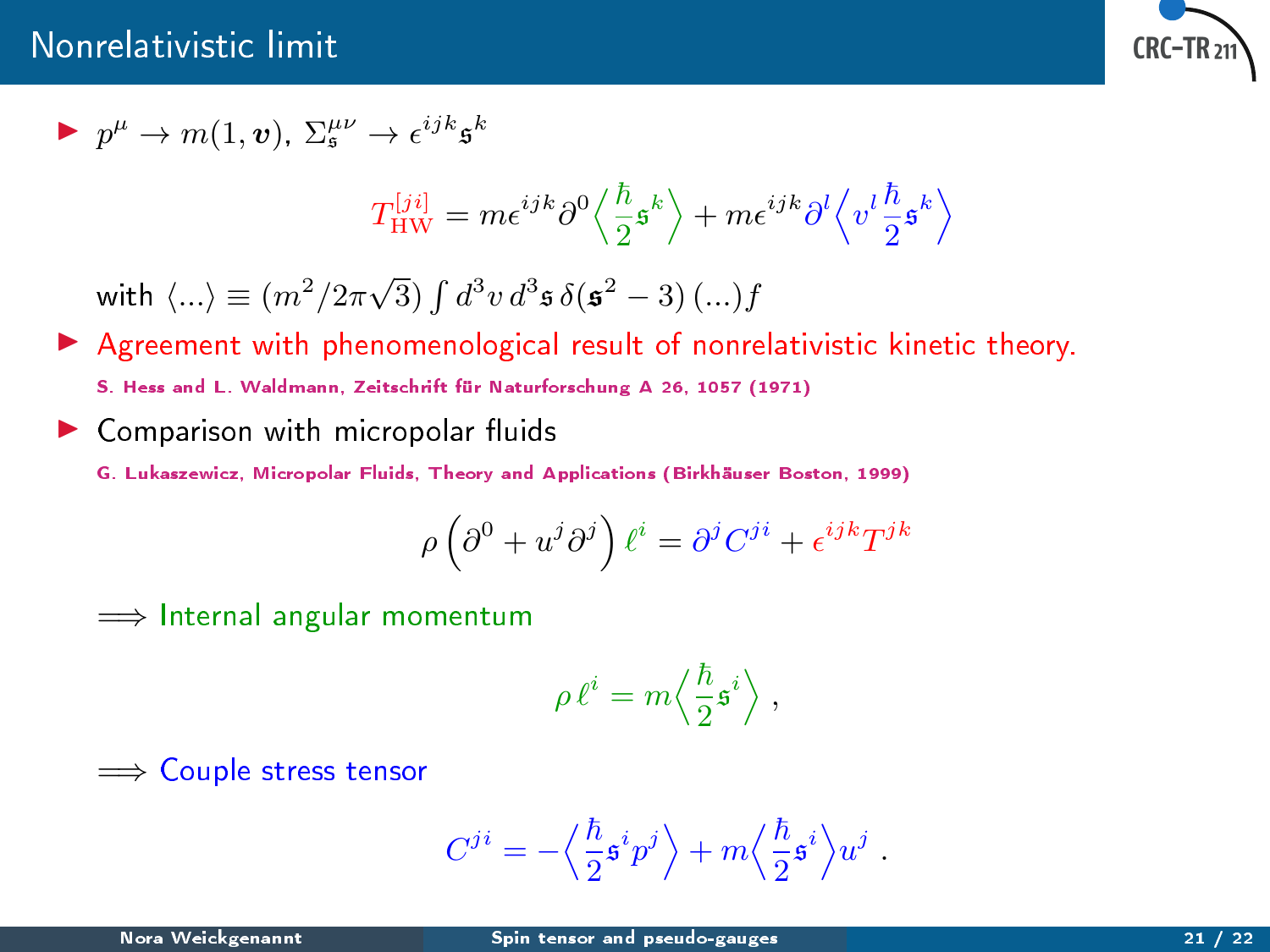# Nonrelativistic limit

- $p^\mu \to m(1, \boldsymbol{v})$, $\Sigma_{\mathfrak{s}}^{\mu\nu} \to \epsilon^{ijk}\mathfrak{s}^k$

$$T_{\rm HW}^{[ji]} = m\epsilon^{ijk}\partial^0\Big\langle\frac{\hbar}{2}\mathfrak{s}^k\Big\rangle + m\epsilon^{ijk}\partial^l\Big\langle v^l\frac{\hbar}{2}\mathfrak{s}^k\Big\rangle$$

with $\langle ... \rangle \equiv (m^2/2\pi\sqrt{3})\int d^3v\, d^3\mathfrak{s}\, \delta(\mathfrak{s}^2 - 3)\,(...) f$

- Agreement with phenomenological result of nonrelativistic kinetic theory.

  S. Hess and L. Waldmann, Zeitschrift für Naturforschung A 26, 1057 (1971)

- Comparison with micropolar fluids

  G. Lukaszewicz, Micropolar Fluids, Theory and Applications (Birkhäuser Boston, 1999)

$$\rho\left(\partial^0 + u^j\partial^j\right)\ell^i = \partial^j C^{ji} + \epsilon^{ijk}T^{jk}$$

$\Longrightarrow$ Internal angular momentum

$$\rho\,\ell^i = m\Big\langle\frac{\hbar}{2}\mathfrak{s}^i\Big\rangle\;,$$

$\Longrightarrow$ Couple stress tensor

$$C^{ji} = -\Big\langle\frac{\hbar}{2}\mathfrak{s}^i p^j\Big\rangle + m\Big\langle\frac{\hbar}{2}\mathfrak{s}^i\Big\rangle u^j\;.$$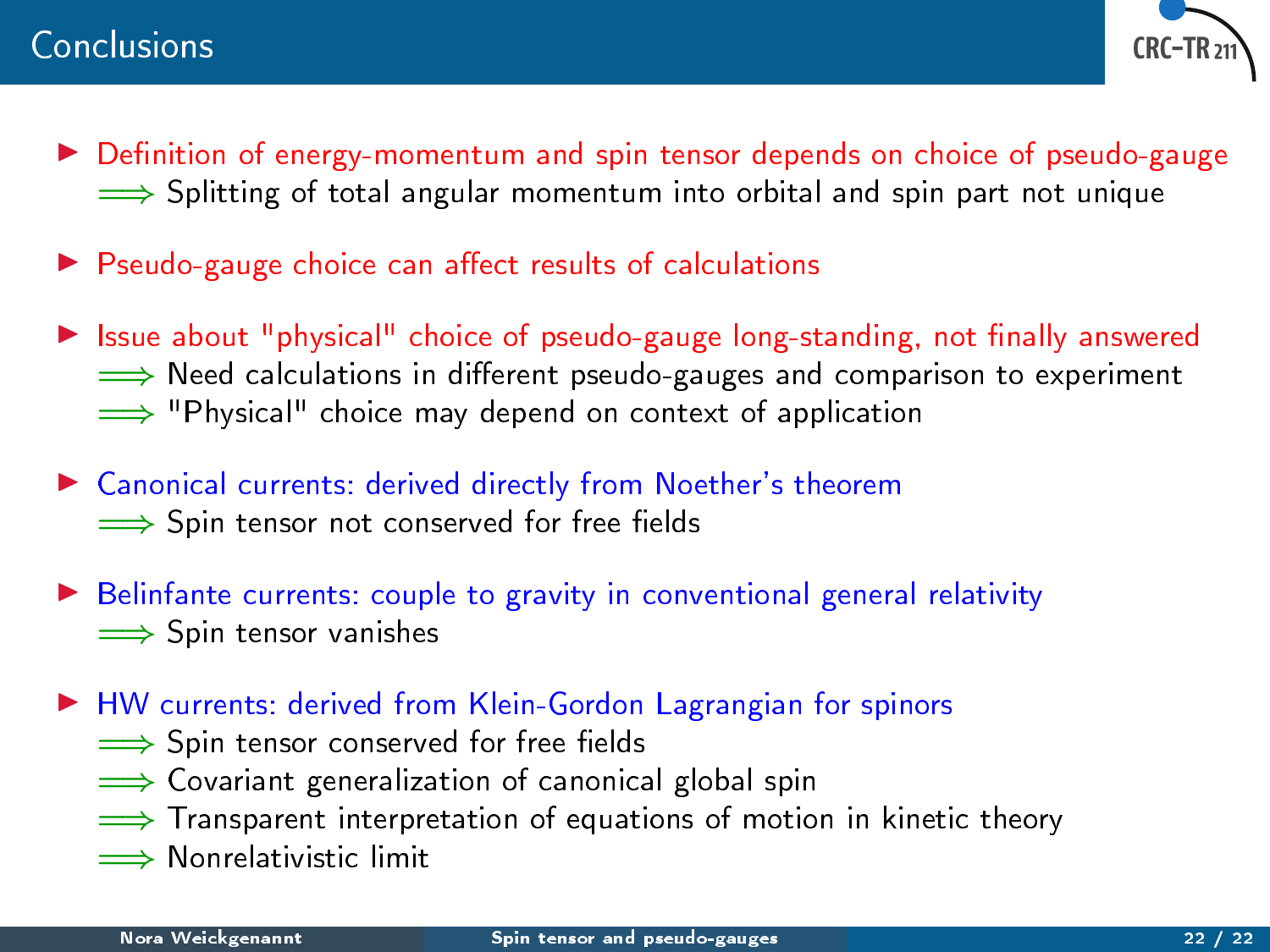# Conclusions

- Definition of energy-momentum and spin tensor depends on choice of pseudo-gauge
  $\Longrightarrow$ Splitting of total angular momentum into orbital and spin part not unique
- Pseudo-gauge choice can affect results of calculations
- Issue about "physical" choice of pseudo-gauge long-standing, not finally answered
  $\Longrightarrow$ Need calculations in different pseudo-gauges and comparison to experiment
  $\Longrightarrow$ "Physical" choice may depend on context of application
- Canonical currents: derived directly from Noether's theorem
  $\Longrightarrow$ Spin tensor not conserved for free fields
- Belinfante currents: couple to gravity in conventional general relativity
  $\Longrightarrow$ Spin tensor vanishes
- HW currents: derived from Klein-Gordon Lagrangian for spinors
  $\Longrightarrow$ Spin tensor conserved for free fields
  $\Longrightarrow$ Covariant generalization of canonical global spin
  $\Longrightarrow$ Transparent interpretation of equations of motion in kinetic theory
  $\Longrightarrow$ Nonrelativistic limit